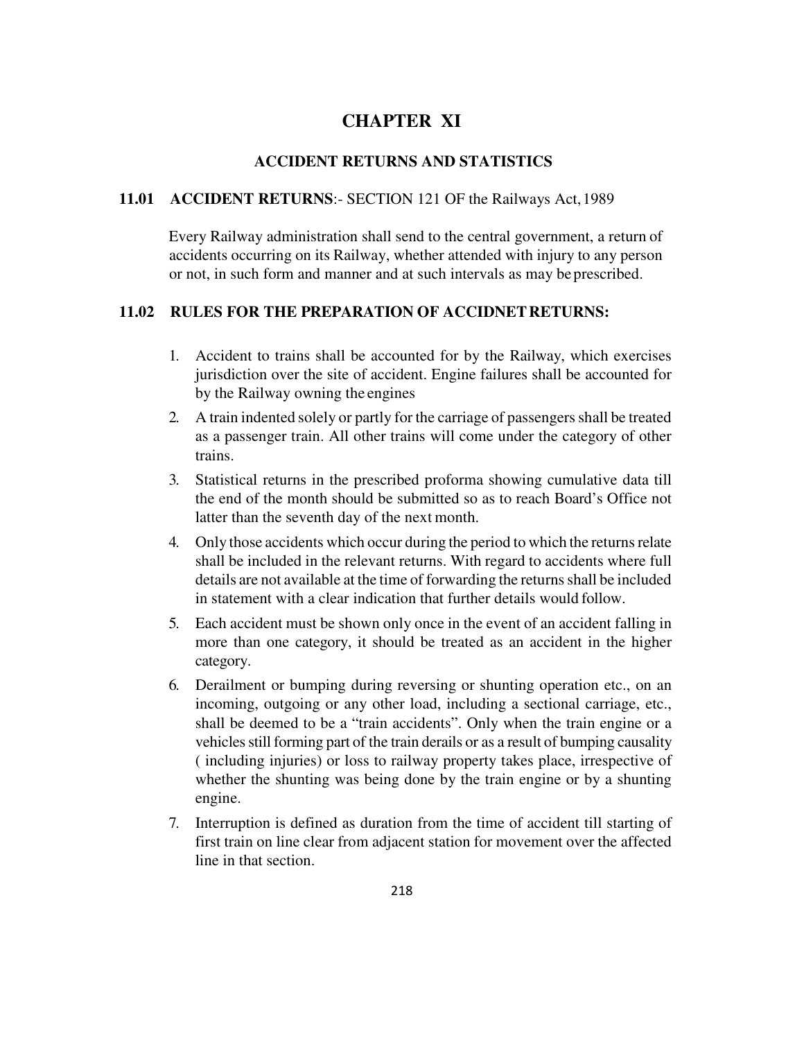# CHAPTER XI

## ACCIDENT RETURNS AND STATISTICS

### 11.01 ACCIDENT RETURNS:- SECTION 121 OF the Railways Act, 1989

Every Railway administration shall send to the central government, a return of accidents occurring on its Railway, whether attended with injury to any person or not, in such form and manner and at such intervals as may be prescribed.

### 11.02 RULES FOR THE PREPARATION OF ACCIDNET RETURNS:

1. Accident to trains shall be accounted for by the Railway, which exercises jurisdiction over the site of accident. Engine failures shall be accounted for by the Railway owning the engines
2. A train indented solely or partly for the carriage of passengers shall be treated as a passenger train. All other trains will come under the category of other trains.
3. Statistical returns in the prescribed proforma showing cumulative data till the end of the month should be submitted so as to reach Board's Office not latter than the seventh day of the next month.
4. Only those accidents which occur during the period to which the returns relate shall be included in the relevant returns. With regard to accidents where full details are not available at the time of forwarding the returns shall be included in statement with a clear indication that further details would follow.
5. Each accident must be shown only once in the event of an accident falling in more than one category, it should be treated as an accident in the higher category.
6. Derailment or bumping during reversing or shunting operation etc., on an incoming, outgoing or any other load, including a sectional carriage, etc., shall be deemed to be a "train accidents". Only when the train engine or a vehicles still forming part of the train derails or as a result of bumping causality ( including injuries) or loss to railway property takes place, irrespective of whether the shunting was being done by the train engine or by a shunting engine.
7. Interruption is defined as duration from the time of accident till starting of first train on line clear from adjacent station for movement over the affected line in that section.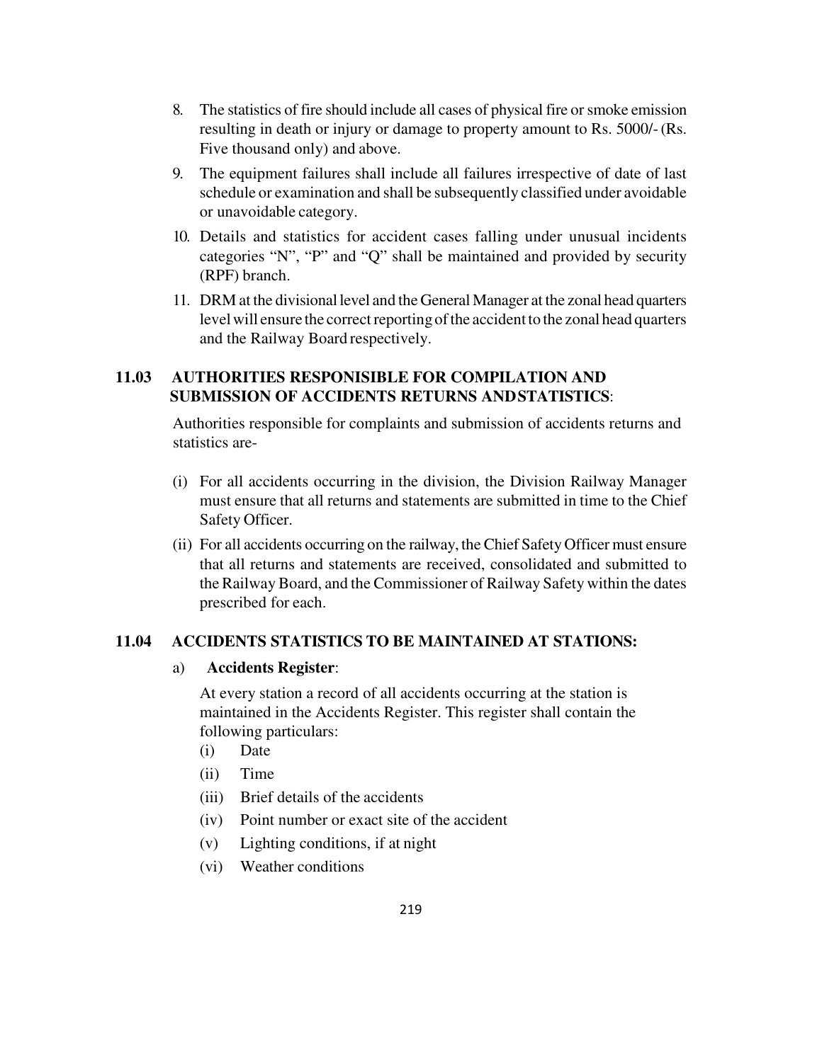8. The statistics of fire should include all cases of physical fire or smoke emission resulting in death or injury or damage to property amount to Rs. 5000/- (Rs. Five thousand only) and above.

9. The equipment failures shall include all failures irrespective of date of last schedule or examination and shall be subsequently classified under avoidable or unavoidable category.

10. Details and statistics for accident cases falling under unusual incidents categories "N", "P" and "Q" shall be maintained and provided by security (RPF) branch.

11. DRM at the divisional level and the General Manager at the zonal head quarters level will ensure the correct reporting of the accident to the zonal head quarters and the Railway Board respectively.

## 11.03 AUTHORITIES RESPONISIBLE FOR COMPILATION AND SUBMISSION OF ACCIDENTS RETURNS ANDSTATISTICS:

Authorities responsible for complaints and submission of accidents returns and statistics are-

(i) For all accidents occurring in the division, the Division Railway Manager must ensure that all returns and statements are submitted in time to the Chief Safety Officer.

(ii) For all accidents occurring on the railway, the Chief Safety Officer must ensure that all returns and statements are received, consolidated and submitted to the Railway Board, and the Commissioner of Railway Safety within the dates prescribed for each.

## 11.04 ACCIDENTS STATISTICS TO BE MAINTAINED AT STATIONS:

a) **Accidents Register**:

At every station a record of all accidents occurring at the station is maintained in the Accidents Register. This register shall contain the following particulars:

(i) Date
(ii) Time
(iii) Brief details of the accidents
(iv) Point number or exact site of the accident
(v) Lighting conditions, if at night
(vi) Weather conditions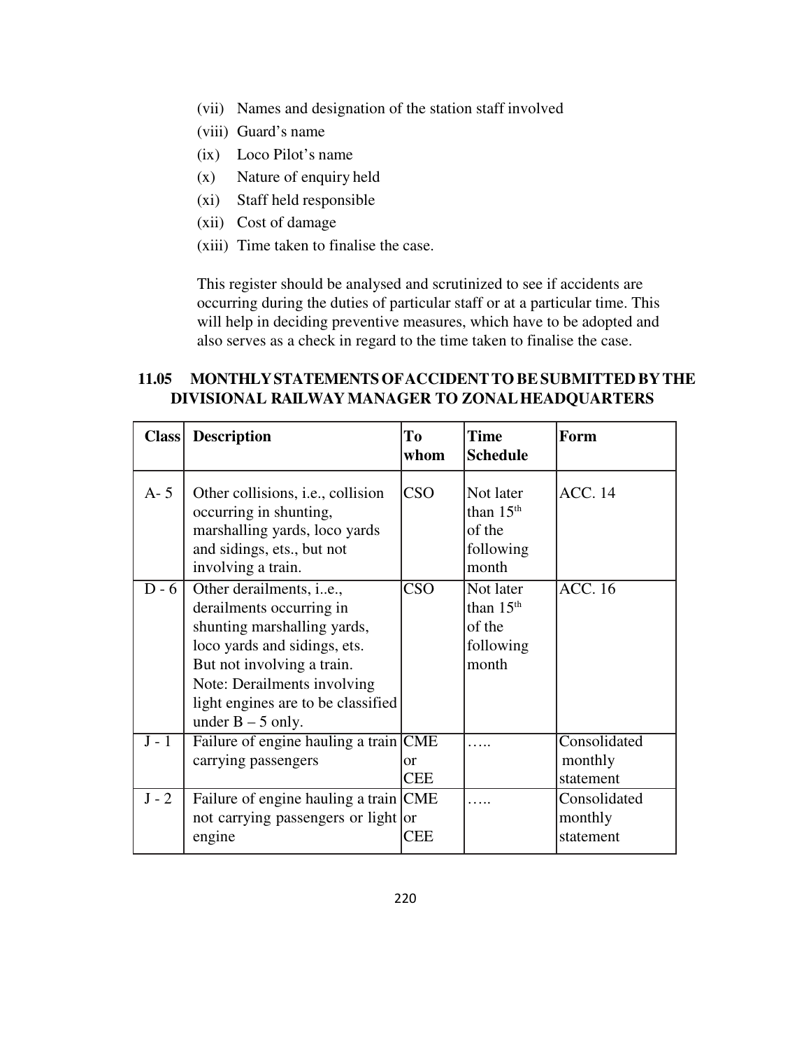(vii) Names and designation of the station staff involved

(viii) Guard's name

(ix) Loco Pilot's name

(x) Nature of enquiry held

(xi) Staff held responsible

(xii) Cost of damage

(xiii) Time taken to finalise the case.

This register should be analysed and scrutinized to see if accidents are occurring during the duties of particular staff or at a particular time. This will help in deciding preventive measures, which have to be adopted and also serves as a check in regard to the time taken to finalise the case.

## 11.05 MONTHLY STATEMENTS OF ACCIDENT TO BE SUBMITTED BY THE DIVISIONAL RAILWAY MANAGER TO ZONAL HEADQUARTERS

| Class | Description | To whom | Time Schedule | Form |
|---|---|---|---|---|
| A- 5 | Other collisions, i.e., collision occurring in shunting, marshalling yards, loco yards and sidings, ets., but not involving a train. | CSO | Not later than 15th of the following month | ACC. 14 |
| D - 6 | Other derailments, i..e., derailments occurring in shunting marshalling yards, loco yards and sidings, ets. But not involving a train. Note: Derailments involving light engines are to be classified under B – 5 only. | CSO | Not later than 15th of the following month | ACC. 16 |
| J - 1 | Failure of engine hauling a train carrying passengers | CME or CEE | ….. | Consolidated monthly statement |
| J - 2 | Failure of engine hauling a train not carrying passengers or light engine | CME or CEE | ….. | Consolidated monthly statement |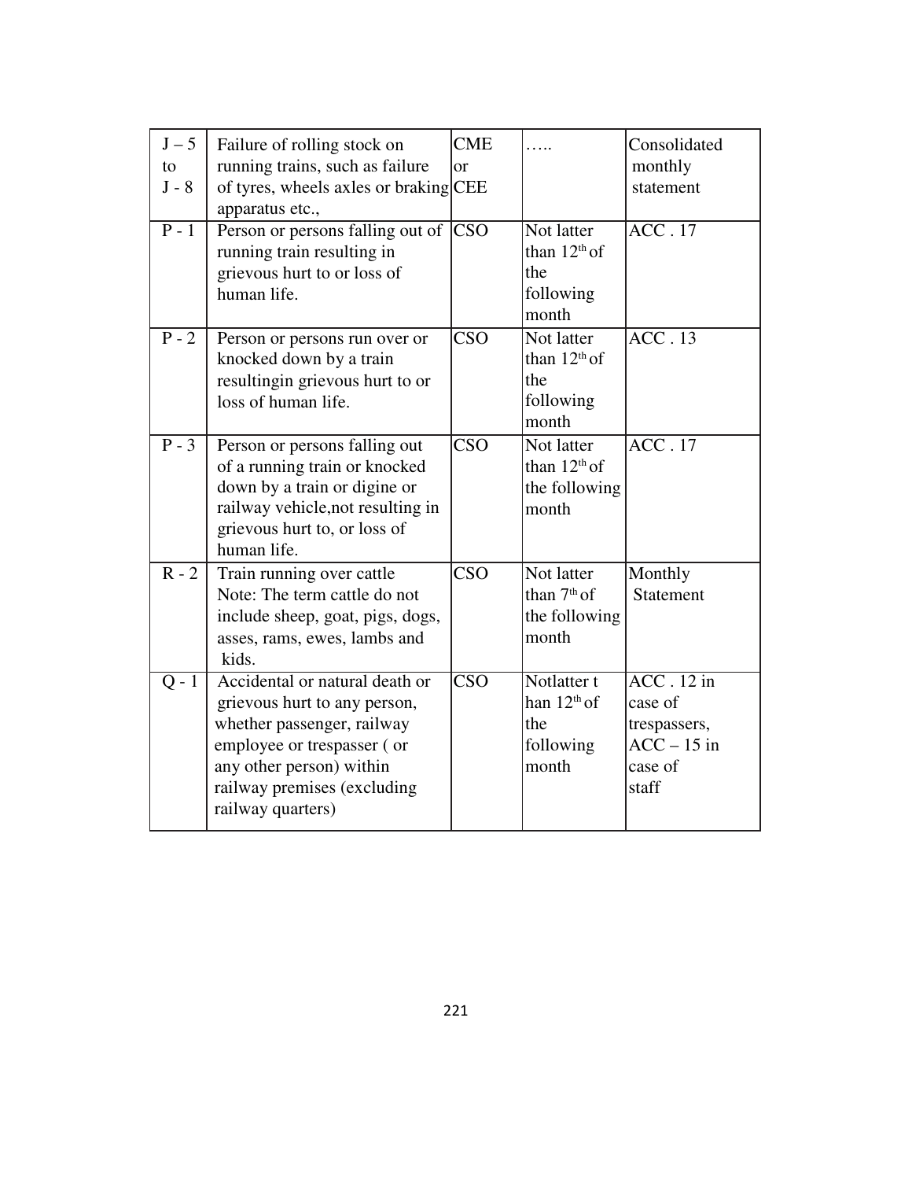| J – 5 to J - 8 | Failure of rolling stock on running trains, such as failure of tyres, wheels axles or braking apparatus etc., | CME or CEE | ….. | Consolidated monthly statement |
|---|---|---|---|---|
| P - 1 | Person or persons falling out of running train resulting in grievous hurt to or loss of human life. | CSO | Not latter than 12th of the following month | ACC . 17 |
| P - 2 | Person or persons run over or knocked down by a train resultingin grievous hurt to or loss of human life. | CSO | Not latter than 12th of the following month | ACC . 13 |
| P - 3 | Person or persons falling out of a running train or knocked down by a train or digine or railway vehicle,not resulting in grievous hurt to, or loss of human life. | CSO | Not latter than 12th of the following month | ACC . 17 |
| R - 2 | Train running over cattle<br>Note: The term cattle do not include sheep, goat, pigs, dogs, asses, rams, ewes, lambs and kids. | CSO | Not latter than 7th of the following month | Monthly Statement |
| Q - 1 | Accidental or natural death or grievous hurt to any person, whether passenger, railway employee or trespasser ( or any other person) within railway premises (excluding railway quarters) | CSO | Notlatter t han 12th of the following month | ACC . 12 in case of trespassers, ACC – 15 in case of staff |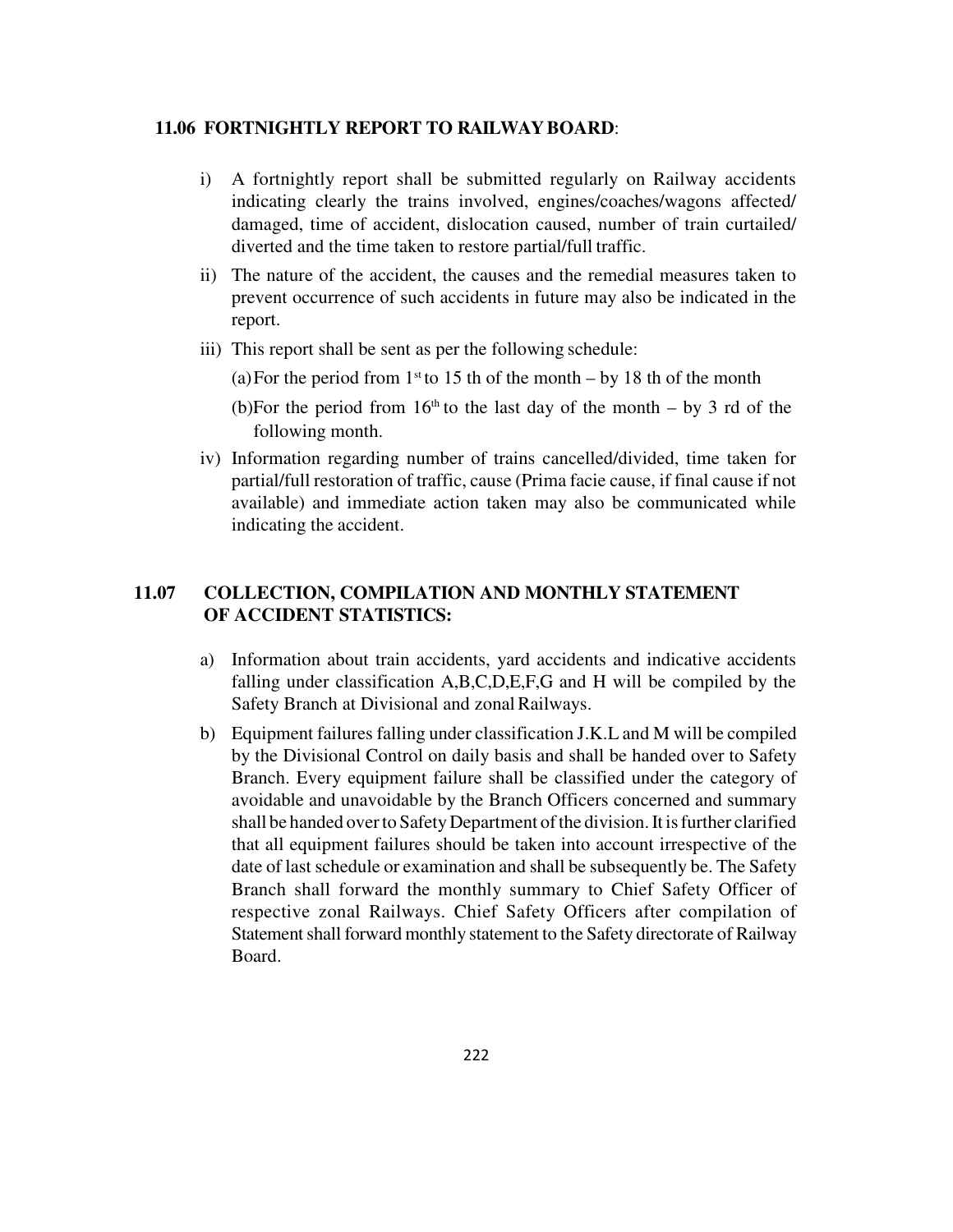## 11.06 FORTNIGHTLY REPORT TO RAILWAY BOARD:

i) A fortnightly report shall be submitted regularly on Railway accidents indicating clearly the trains involved, engines/coaches/wagons affected/ damaged, time of accident, dislocation caused, number of train curtailed/ diverted and the time taken to restore partial/full traffic.

ii) The nature of the accident, the causes and the remedial measures taken to prevent occurrence of such accidents in future may also be indicated in the report.

iii) This report shall be sent as per the following schedule:

(a) For the period from 1st to 15 th of the month – by 18 th of the month

(b) For the period from 16th to the last day of the month – by 3 rd of the following month.

iv) Information regarding number of trains cancelled/divided, time taken for partial/full restoration of traffic, cause (Prima facie cause, if final cause if not available) and immediate action taken may also be communicated while indicating the accident.

## 11.07 COLLECTION, COMPILATION AND MONTHLY STATEMENT OF ACCIDENT STATISTICS:

a) Information about train accidents, yard accidents and indicative accidents falling under classification A,B,C,D,E,F,G and H will be compiled by the Safety Branch at Divisional and zonal Railways.

b) Equipment failures falling under classification J.K.L and M will be compiled by the Divisional Control on daily basis and shall be handed over to Safety Branch. Every equipment failure shall be classified under the category of avoidable and unavoidable by the Branch Officers concerned and summary shall be handed over to Safety Department of the division. It is further clarified that all equipment failures should be taken into account irrespective of the date of last schedule or examination and shall be subsequently be. The Safety Branch shall forward the monthly summary to Chief Safety Officer of respective zonal Railways. Chief Safety Officers after compilation of Statement shall forward monthly statement to the Safety directorate of Railway Board.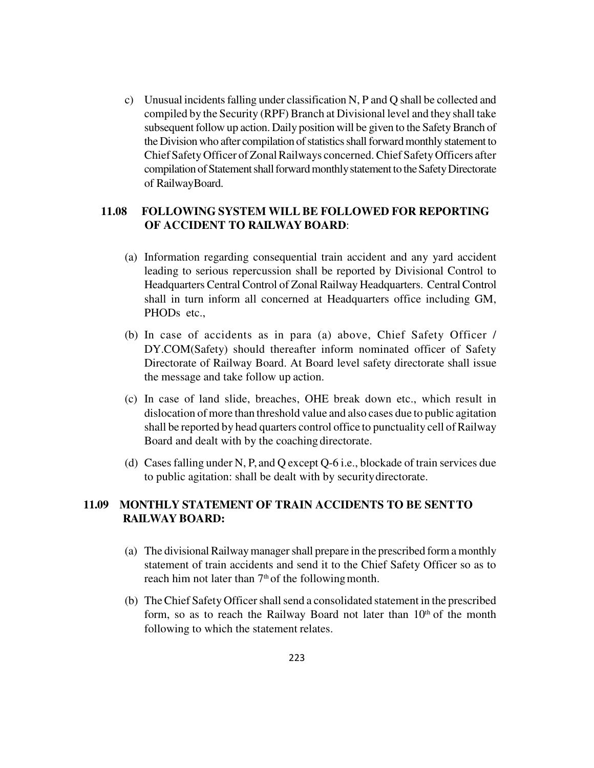c) Unusual incidents falling under classification N, P and Q shall be collected and compiled by the Security (RPF) Branch at Divisional level and they shall take subsequent follow up action. Daily position will be given to the Safety Branch of the Division who after compilation of statistics shall forward monthly statement to Chief Safety Officer of Zonal Railways concerned. Chief Safety Officers after compilation of Statement shall forward monthly statement to the Safety Directorate of RailwayBoard.

### 11.08 FOLLOWING SYSTEM WILL BE FOLLOWED FOR REPORTING OF ACCIDENT TO RAILWAY BOARD:

(a) Information regarding consequential train accident and any yard accident leading to serious repercussion shall be reported by Divisional Control to Headquarters Central Control of Zonal Railway Headquarters. Central Control shall in turn inform all concerned at Headquarters office including GM, PHODs etc.,

(b) In case of accidents as in para (a) above, Chief Safety Officer / DY.COM(Safety) should thereafter inform nominated officer of Safety Directorate of Railway Board. At Board level safety directorate shall issue the message and take follow up action.

(c) In case of land slide, breaches, OHE break down etc., which result in dislocation of more than threshold value and also cases due to public agitation shall be reported by head quarters control office to punctuality cell of Railway Board and dealt with by the coaching directorate.

(d) Cases falling under N, P, and Q except Q-6 i.e., blockade of train services due to public agitation: shall be dealt with by security directorate.

### 11.09 MONTHLY STATEMENT OF TRAIN ACCIDENTS TO BE SENT TO RAILWAY BOARD:

(a) The divisional Railway manager shall prepare in the prescribed form a monthly statement of train accidents and send it to the Chief Safety Officer so as to reach him not later than 7th of the following month.

(b) The Chief Safety Officer shall send a consolidated statement in the prescribed form, so as to reach the Railway Board not later than 10th of the month following to which the statement relates.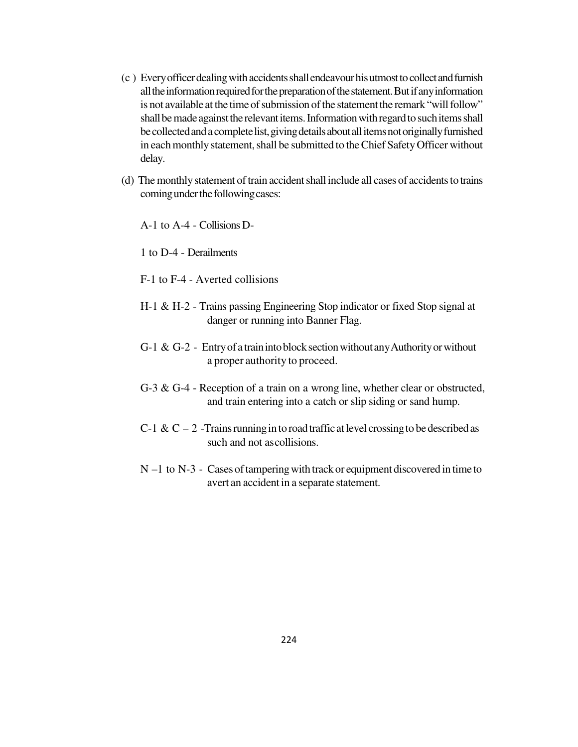(c ) Every officer dealing with accidents shall endeavour his utmost to collect and furnish all the information required for the preparation of the statement. But if any information is not available at the time of submission of the statement the remark "will follow" shall be made against the relevant items. Information with regard to such items shall be collected and a complete list, giving details about all items not originally furnished in each monthly statement, shall be submitted to the Chief Safety Officer without delay.

(d) The monthly statement of train accident shall include all cases of accidents to trains coming under the following cases:

A-1 to A-4 - Collisions D-

1 to D-4 - Derailments

F-1 to F-4 - Averted collisions

H-1 & H-2 - Trains passing Engineering Stop indicator or fixed Stop signal at danger or running into Banner Flag.

G-1 & G-2 - Entry of a train into block section without any Authority or without a proper authority to proceed.

G-3 & G-4 - Reception of a train on a wrong line, whether clear or obstructed, and train entering into a catch or slip siding or sand hump.

C-1 & C – 2 -Trains running in to road traffic at level crossing to be described as such and not as collisions.

N –1 to N-3 - Cases of tampering with track or equipment discovered in time to avert an accident in a separate statement.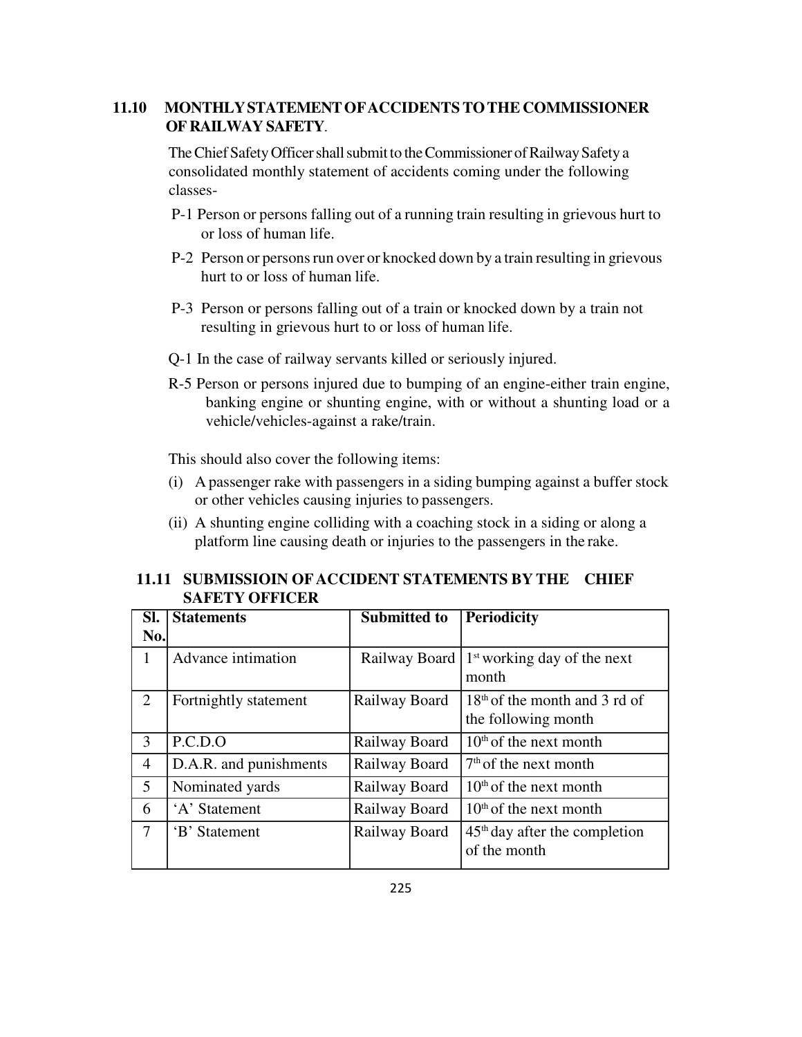## 11.10 MONTHLY STATEMENT OF ACCIDENTS TO THE COMMISSIONER OF RAILWAY SAFETY.

The Chief Safety Officer shall submit to the Commissioner of Railway Safety a consolidated monthly statement of accidents coming under the following classes-

P-1 Person or persons falling out of a running train resulting in grievous hurt to or loss of human life.

P-2 Person or persons run over or knocked down by a train resulting in grievous hurt to or loss of human life.

P-3 Person or persons falling out of a train or knocked down by a train not resulting in grievous hurt to or loss of human life.

Q-1 In the case of railway servants killed or seriously injured.

R-5 Person or persons injured due to bumping of an engine-either train engine, banking engine or shunting engine, with or without a shunting load or a vehicle/vehicles-against a rake/train.

This should also cover the following items:

(i) A passenger rake with passengers in a siding bumping against a buffer stock or other vehicles causing injuries to passengers.

(ii) A shunting engine colliding with a coaching stock in a siding or along a platform line causing death or injuries to the passengers in the rake.

## 11.11 SUBMISSIOIN OF ACCIDENT STATEMENTS BY THE CHIEF SAFETY OFFICER

| Sl. No. | Statements | Submitted to | Periodicity |
|---|---|---|---|
| 1 | Advance intimation | Railway Board | 1st working day of the next month |
| 2 | Fortnightly statement | Railway Board | 18th of the month and 3 rd of the following month |
| 3 | P.C.D.O | Railway Board | 10th of the next month |
| 4 | D.A.R. and punishments | Railway Board | 7th of the next month |
| 5 | Nominated yards | Railway Board | 10th of the next month |
| 6 | 'A' Statement | Railway Board | 10th of the next month |
| 7 | 'B' Statement | Railway Board | 45th day after the completion of the month |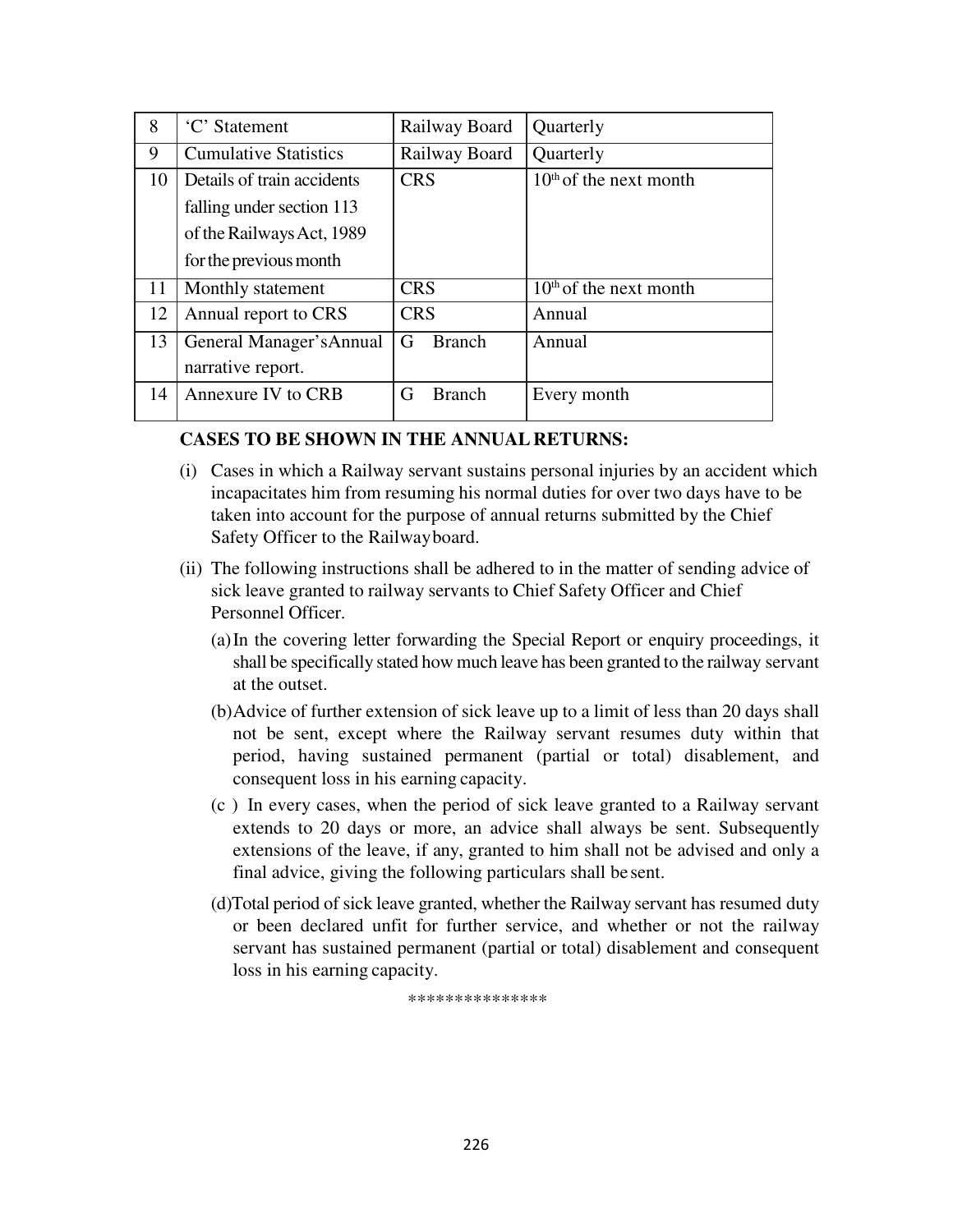| | | | |
|---|---|---|---|
| 8 | 'C' Statement | Railway Board | Quarterly |
| 9 | Cumulative Statistics | Railway Board | Quarterly |
| 10 | Details of train accidents falling under section 113 of the Railways Act, 1989 for the previous month | CRS | $10^{th}$ of the next month |
| 11 | Monthly statement | CRS | $10^{th}$ of the next month |
| 12 | Annual report to CRS | CRS | Annual |
| 13 | General Manager's Annual narrative report. | G Branch | Annual |
| 14 | Annexure IV to CRB | G Branch | Every month |

**CASES TO BE SHOWN IN THE ANNUAL RETURNS:**

(i) Cases in which a Railway servant sustains personal injuries by an accident which incapacitates him from resuming his normal duties for over two days have to be taken into account for the purpose of annual returns submitted by the Chief Safety Officer to the Railway board.

(ii) The following instructions shall be adhered to in the matter of sending advice of sick leave granted to railway servants to Chief Safety Officer and Chief Personnel Officer.

(a) In the covering letter forwarding the Special Report or enquiry proceedings, it shall be specifically stated how much leave has been granted to the railway servant at the outset.

(b) Advice of further extension of sick leave up to a limit of less than 20 days shall not be sent, except where the Railway servant resumes duty within that period, having sustained permanent (partial or total) disablement, and consequent loss in his earning capacity.

(c ) In every cases, when the period of sick leave granted to a Railway servant extends to 20 days or more, an advice shall always be sent. Subsequently extensions of the leave, if any, granted to him shall not be advised and only a final advice, giving the following particulars shall be sent.

(d) Total period of sick leave granted, whether the Railway servant has resumed duty or been declared unfit for further service, and whether or not the railway servant has sustained permanent (partial or total) disablement and consequent loss in his earning capacity.

***************